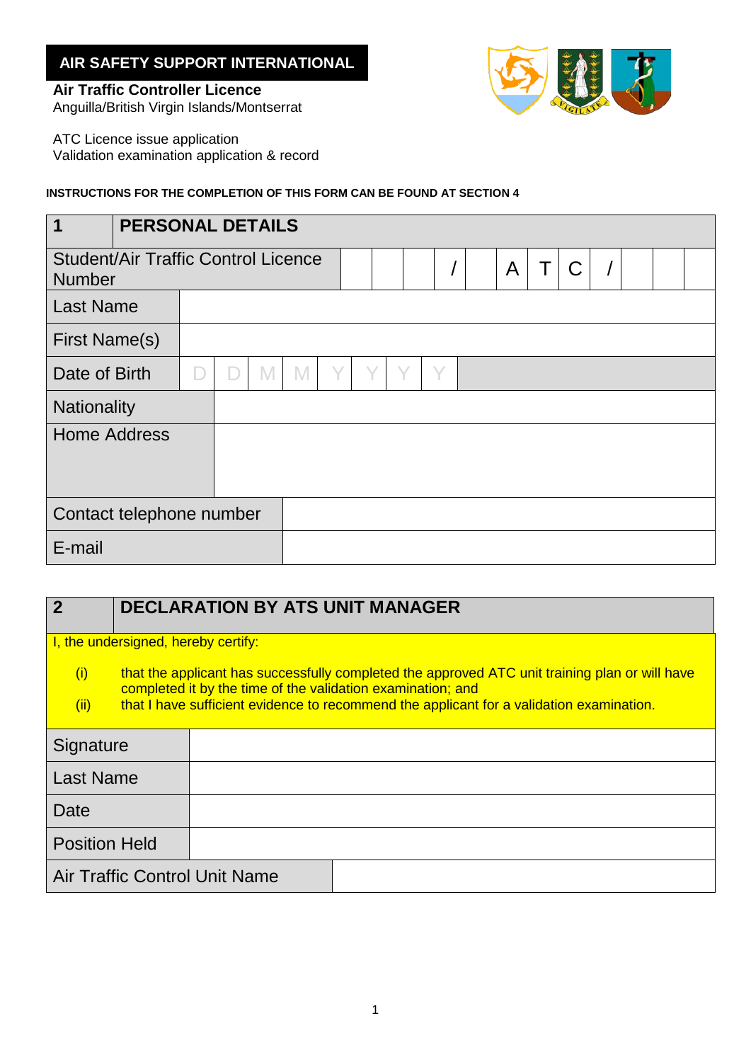**AIR SAFETY SUPPORT INTERNATIONAL**

**Air Traffic Controller Licence**
Anguilla/British Virgin Islands/Montserrat

ATC Licence issue application
Validation examination application & record

**INSTRUCTIONS FOR THE COMPLETION OF THIS FORM CAN BE FOUND AT SECTION 4**

| **1** | **PERSONAL DETAILS** |
|---|---|
| Student/Air Traffic Control Licence Number | &nbsp; &nbsp; &nbsp; / &nbsp; A T C / |
| Last Name | |
| First Name(s) | |
| Date of Birth | D D M M Y Y Y Y |
| Nationality | |
| Home Address | |
| Contact telephone number | |
| E-mail | |

| **2** | **DECLARATION BY ATS UNIT MANAGER** |
|---|---|
| I, the undersigned, hereby certify:<br>(i) that the applicant has successfully completed the approved ATC unit training plan or will have completed it by the time of the validation examination; and<br>(ii) that I have sufficient evidence to recommend the applicant for a validation examination. | |
| Signature | |
| Last Name | |
| Date | |
| Position Held | |
| Air Traffic Control Unit Name | |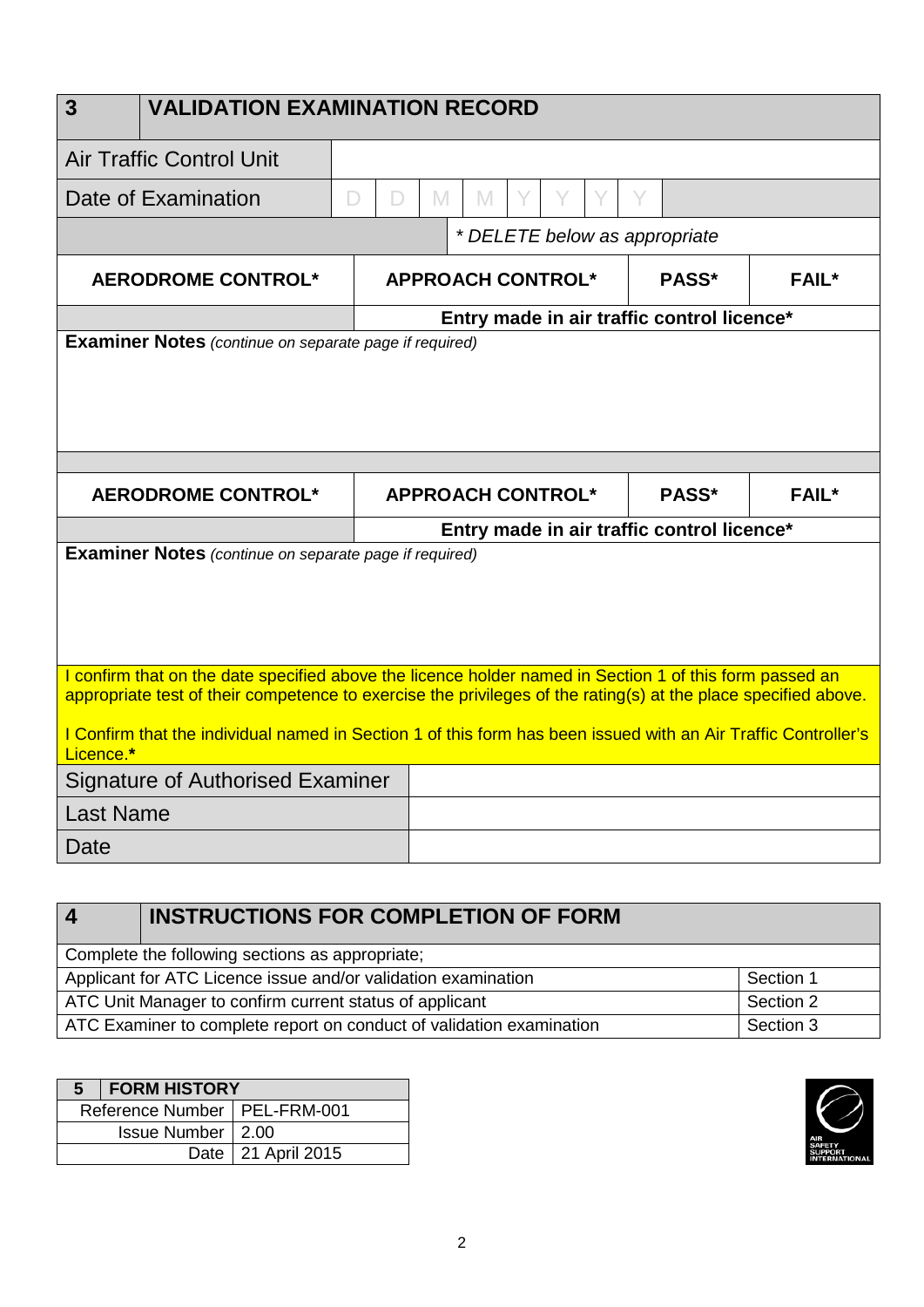| 3 | VALIDATION EXAMINATION RECORD | | |
|---|---|---|---|
| Air Traffic Control Unit | | | |
| Date of Examination | D D M M Y Y Y Y | | |
| | * DELETE below as appropriate | | |
| **AERODROME CONTROL*** | **APPROACH CONTROL*** | **PASS*** | **FAIL*** |
| | **Entry made in air traffic control licence*** | | |
| **Examiner Notes** *(continue on separate page if required)* | | | |
| | | | |
| **AERODROME CONTROL*** | **APPROACH CONTROL*** | **PASS*** | **FAIL*** |
| | **Entry made in air traffic control licence*** | | |
| **Examiner Notes** *(continue on separate page if required)* | | | |

I confirm that on the date specified above the licence holder named in Section 1 of this form passed an appropriate test of their competence to exercise the privileges of the rating(s) at the place specified above.

I Confirm that the individual named in Section 1 of this form has been issued with an Air Traffic Controller's Licence.**\***

| | |
|---|---|
| Signature of Authorised Examiner | |
| Last Name | |
| Date | |

| 4 | INSTRUCTIONS FOR COMPLETION OF FORM |
|---|---|
| Complete the following sections as appropriate; | |
| Applicant for ATC Licence issue and/or validation examination | Section 1 |
| ATC Unit Manager to confirm current status of applicant | Section 2 |
| ATC Examiner to complete report on conduct of validation examination | Section 3 |

| 5 | FORM HISTORY |
|---|---|
| Reference Number | PEL-FRM-001 |
| Issue Number | 2.00 |
| Date | 21 April 2015 |

AIR SAFETY SUPPORT INTERNATIONAL